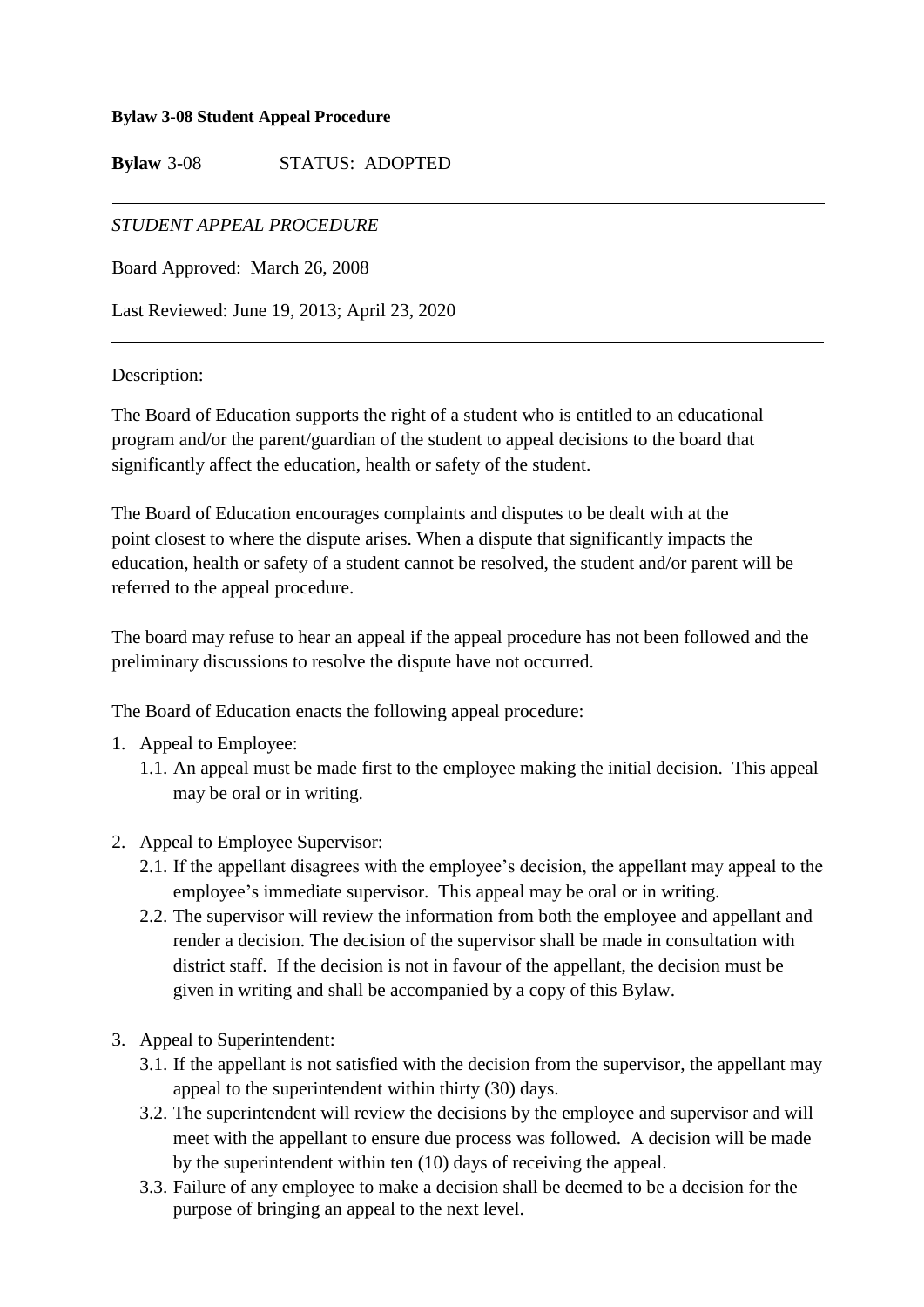**Bylaw 3-08 Student Appeal Procedure**

**Bylaw** 3-08 STATUS: ADOPTED

---

*STUDENT APPEAL PROCEDURE*

Board Approved: March 26, 2008

Last Reviewed: June 19, 2013; April 23, 2020

---

Description:

The Board of Education supports the right of a student who is entitled to an educational program and/or the parent/guardian of the student to appeal decisions to the board that significantly affect the education, health or safety of the student.

The Board of Education encourages complaints and disputes to be dealt with at the point closest to where the dispute arises. When a dispute that significantly impacts the education, health or safety of a student cannot be resolved, the student and/or parent will be referred to the appeal procedure.

The board may refuse to hear an appeal if the appeal procedure has not been followed and the preliminary discussions to resolve the dispute have not occurred.

The Board of Education enacts the following appeal procedure:

1. Appeal to Employee:
   1.1. An appeal must be made first to the employee making the initial decision. This appeal may be oral or in writing.

2. Appeal to Employee Supervisor:
   2.1. If the appellant disagrees with the employee's decision, the appellant may appeal to the employee's immediate supervisor. This appeal may be oral or in writing.
   2.2. The supervisor will review the information from both the employee and appellant and render a decision. The decision of the supervisor shall be made in consultation with district staff. If the decision is not in favour of the appellant, the decision must be given in writing and shall be accompanied by a copy of this Bylaw.

3. Appeal to Superintendent:
   3.1. If the appellant is not satisfied with the decision from the supervisor, the appellant may appeal to the superintendent within thirty (30) days.
   3.2. The superintendent will review the decisions by the employee and supervisor and will meet with the appellant to ensure due process was followed. A decision will be made by the superintendent within ten (10) days of receiving the appeal.
   3.3. Failure of any employee to make a decision shall be deemed to be a decision for the purpose of bringing an appeal to the next level.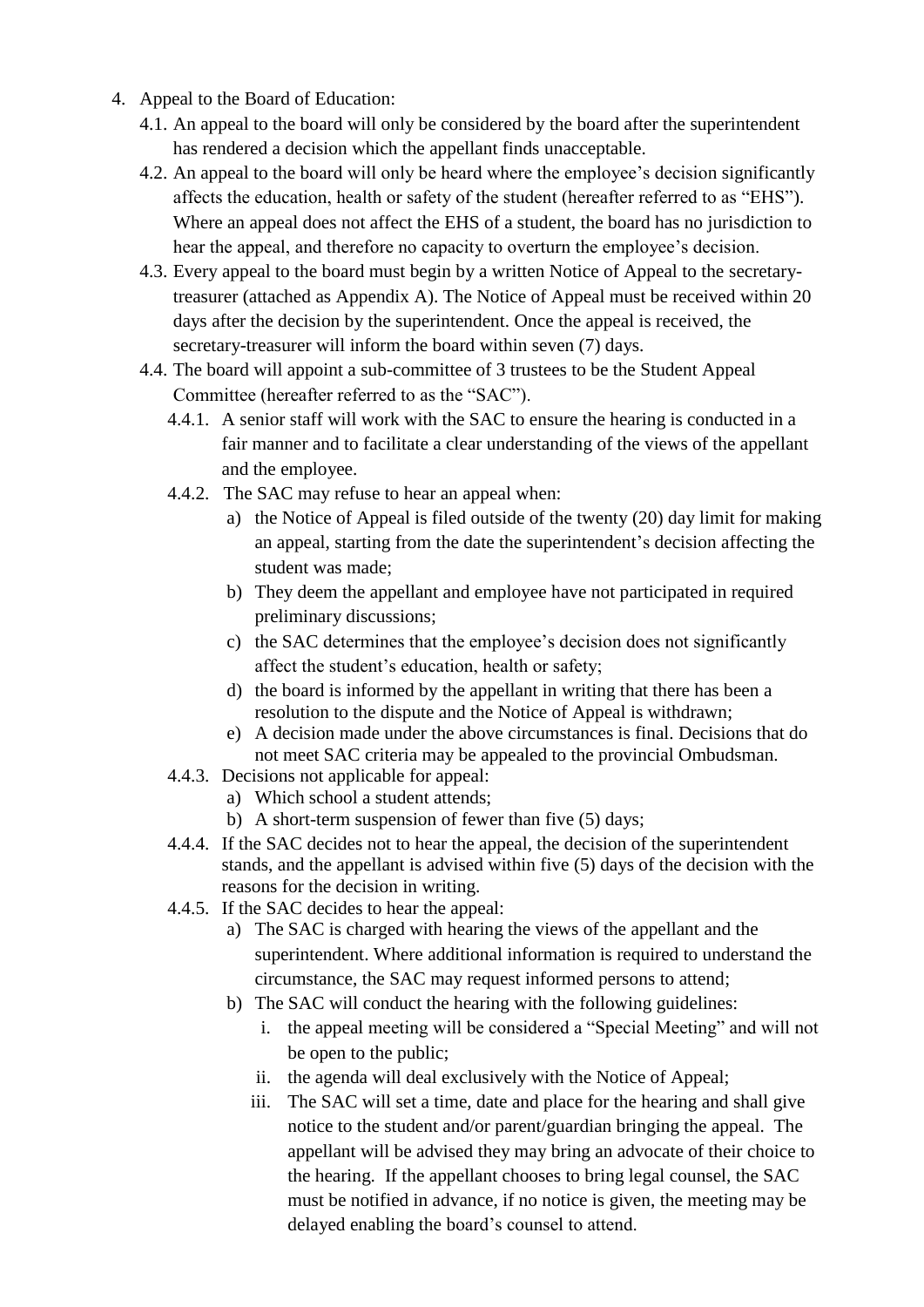4. Appeal to the Board of Education:
   4.1. An appeal to the board will only be considered by the board after the superintendent has rendered a decision which the appellant finds unacceptable.
   4.2. An appeal to the board will only be heard where the employee's decision significantly affects the education, health or safety of the student (hereafter referred to as "EHS"). Where an appeal does not affect the EHS of a student, the board has no jurisdiction to hear the appeal, and therefore no capacity to overturn the employee's decision.
   4.3. Every appeal to the board must begin by a written Notice of Appeal to the secretary-treasurer (attached as Appendix A). The Notice of Appeal must be received within 20 days after the decision by the superintendent. Once the appeal is received, the secretary-treasurer will inform the board within seven (7) days.
   4.4. The board will appoint a sub-committee of 3 trustees to be the Student Appeal Committee (hereafter referred to as the "SAC").
      4.4.1. A senior staff will work with the SAC to ensure the hearing is conducted in a fair manner and to facilitate a clear understanding of the views of the appellant and the employee.
      4.4.2. The SAC may refuse to hear an appeal when:
         a) the Notice of Appeal is filed outside of the twenty (20) day limit for making an appeal, starting from the date the superintendent's decision affecting the student was made;
         b) They deem the appellant and employee have not participated in required preliminary discussions;
         c) the SAC determines that the employee's decision does not significantly affect the student's education, health or safety;
         d) the board is informed by the appellant in writing that there has been a resolution to the dispute and the Notice of Appeal is withdrawn;
         e) A decision made under the above circumstances is final. Decisions that do not meet SAC criteria may be appealed to the provincial Ombudsman.
      4.4.3. Decisions not applicable for appeal:
         a) Which school a student attends;
         b) A short-term suspension of fewer than five (5) days;
      4.4.4. If the SAC decides not to hear the appeal, the decision of the superintendent stands, and the appellant is advised within five (5) days of the decision with the reasons for the decision in writing.
      4.4.5. If the SAC decides to hear the appeal:
         a) The SAC is charged with hearing the views of the appellant and the superintendent. Where additional information is required to understand the circumstance, the SAC may request informed persons to attend;
         b) The SAC will conduct the hearing with the following guidelines:
            i. the appeal meeting will be considered a "Special Meeting" and will not be open to the public;
            ii. the agenda will deal exclusively with the Notice of Appeal;
            iii. The SAC will set a time, date and place for the hearing and shall give notice to the student and/or parent/guardian bringing the appeal. The appellant will be advised they may bring an advocate of their choice to the hearing. If the appellant chooses to bring legal counsel, the SAC must be notified in advance, if no notice is given, the meeting may be delayed enabling the board's counsel to attend.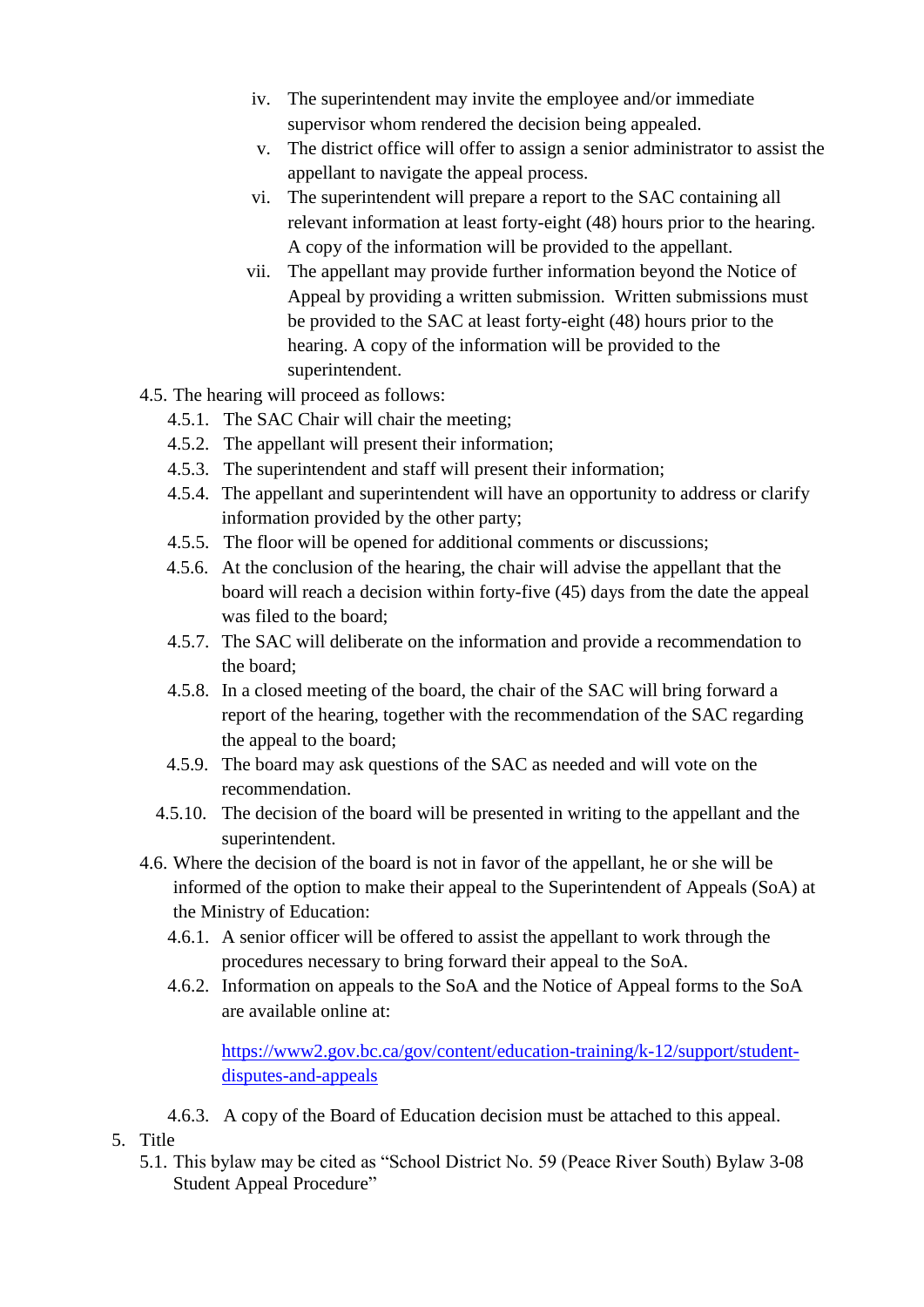iv. The superintendent may invite the employee and/or immediate supervisor whom rendered the decision being appealed.

v. The district office will offer to assign a senior administrator to assist the appellant to navigate the appeal process.

vi. The superintendent will prepare a report to the SAC containing all relevant information at least forty-eight (48) hours prior to the hearing. A copy of the information will be provided to the appellant.

vii. The appellant may provide further information beyond the Notice of Appeal by providing a written submission. Written submissions must be provided to the SAC at least forty-eight (48) hours prior to the hearing. A copy of the information will be provided to the superintendent.

4.5. The hearing will proceed as follows:

- 4.5.1. The SAC Chair will chair the meeting;
- 4.5.2. The appellant will present their information;
- 4.5.3. The superintendent and staff will present their information;
- 4.5.4. The appellant and superintendent will have an opportunity to address or clarify information provided by the other party;
- 4.5.5. The floor will be opened for additional comments or discussions;
- 4.5.6. At the conclusion of the hearing, the chair will advise the appellant that the board will reach a decision within forty-five (45) days from the date the appeal was filed to the board;
- 4.5.7. The SAC will deliberate on the information and provide a recommendation to the board;
- 4.5.8. In a closed meeting of the board, the chair of the SAC will bring forward a report of the hearing, together with the recommendation of the SAC regarding the appeal to the board;
- 4.5.9. The board may ask questions of the SAC as needed and will vote on the recommendation.
- 4.5.10. The decision of the board will be presented in writing to the appellant and the superintendent.

4.6. Where the decision of the board is not in favor of the appellant, he or she will be informed of the option to make their appeal to the Superintendent of Appeals (SoA) at the Ministry of Education:

- 4.6.1. A senior officer will be offered to assist the appellant to work through the procedures necessary to bring forward their appeal to the SoA.
- 4.6.2. Information on appeals to the SoA and the Notice of Appeal forms to the SoA are available online at:

  https://www2.gov.bc.ca/gov/content/education-training/k-12/support/student-disputes-and-appeals

- 4.6.3. A copy of the Board of Education decision must be attached to this appeal.

5. Title

5.1. This bylaw may be cited as "School District No. 59 (Peace River South) Bylaw 3-08 Student Appeal Procedure"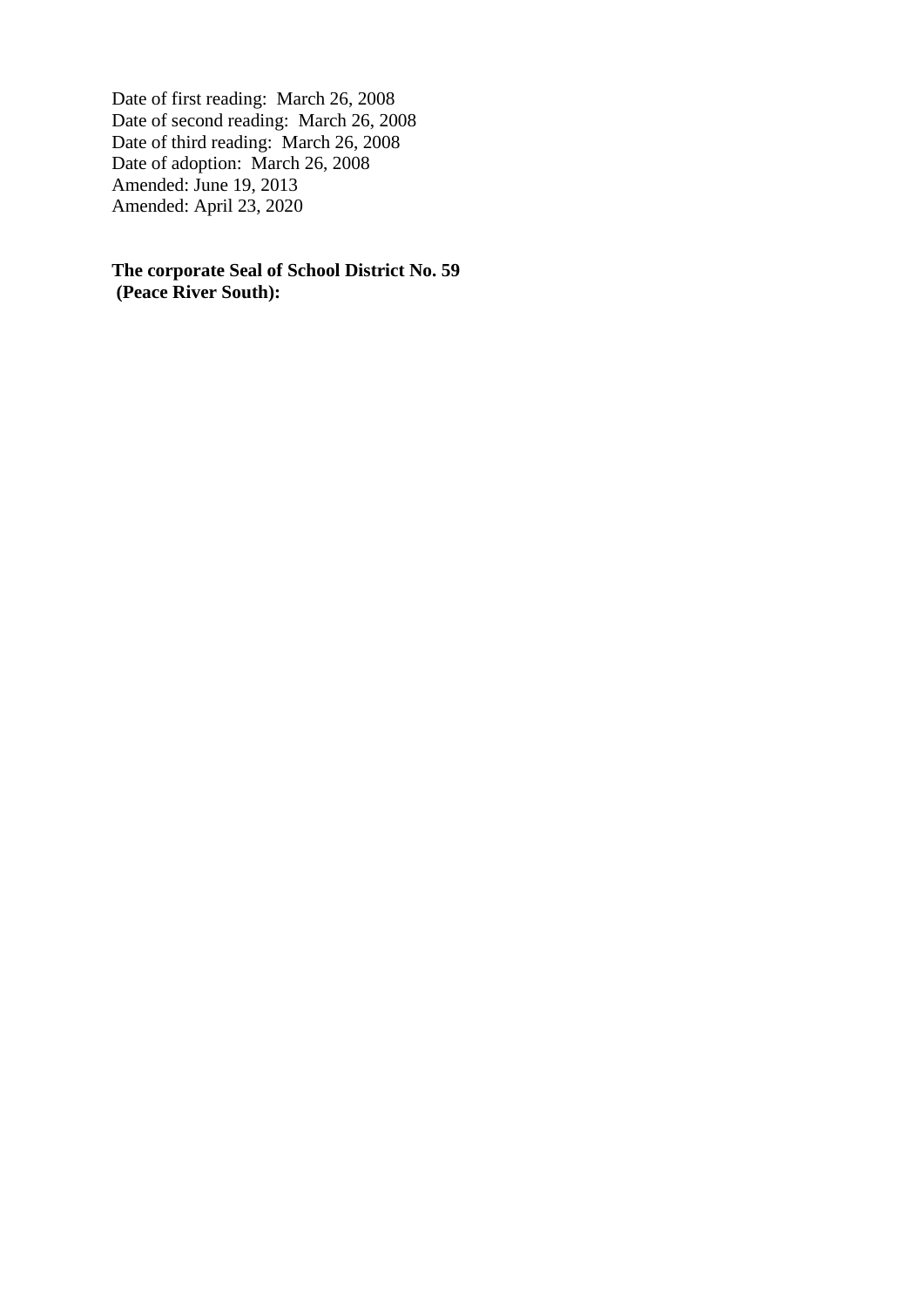Date of first reading: March 26, 2008
Date of second reading: March 26, 2008
Date of third reading: March 26, 2008
Date of adoption: March 26, 2008
Amended: June 19, 2013
Amended: April 23, 2020

**The corporate Seal of School District No. 59 (Peace River South):**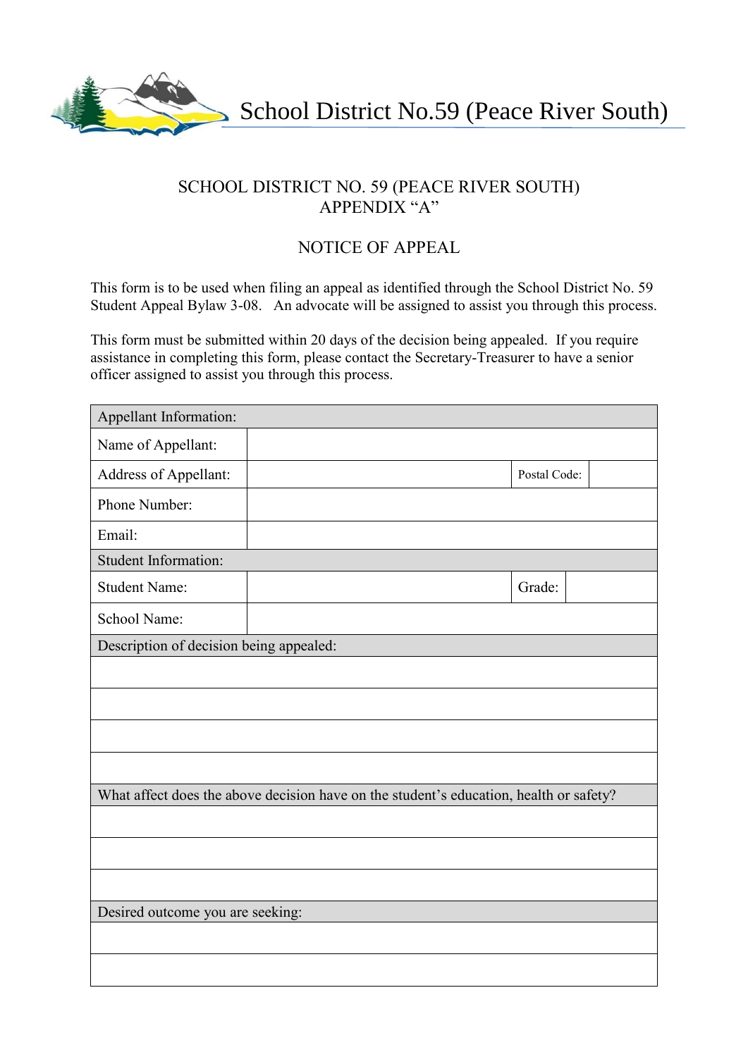# School District No.59 (Peace River South)

SCHOOL DISTRICT NO. 59 (PEACE RIVER SOUTH)
APPENDIX "A"

## NOTICE OF APPEAL

This form is to be used when filing an appeal as identified through the School District No. 59 Student Appeal Bylaw 3-08. An advocate will be assigned to assist you through this process.

This form must be submitted within 20 days of the decision being appealed. If you require assistance in completing this form, please contact the Secretary-Treasurer to have a senior officer assigned to assist you through this process.

| Appellant Information: | | | |
|---|---|---|---|
| Name of Appellant: | | | |
| Address of Appellant: | | Postal Code: | |
| Phone Number: | | | |
| Email: | | | |
| **Student Information:** | | | |
| Student Name: | | Grade: | |
| School Name: | | | |
| **Description of decision being appealed:** | | | |
| | | | |
| | | | |
| | | | |
| | | | |
| **What affect does the above decision have on the student's education, health or safety?** | | | |
| | | | |
| | | | |
| | | | |
| **Desired outcome you are seeking:** | | | |
| | | | |
| | | | |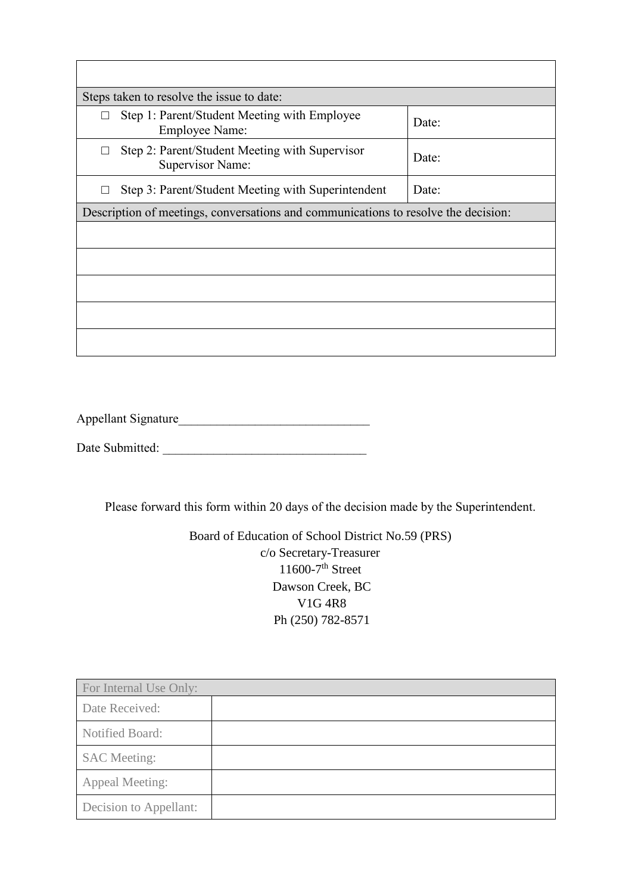| | |
|---|---|
| | |
| Steps taken to resolve the issue to date: | |
| ☐ Step 1: Parent/Student Meeting with Employee<br>Employee Name: | Date: |
| ☐ Step 2: Parent/Student Meeting with Supervisor<br>Supervisor Name: | Date: |
| ☐ Step 3: Parent/Student Meeting with Superintendent | Date: |
| Description of meetings, conversations and communications to resolve the decision: | |
| | |
| | |
| | |
| | |
| | |

Appellant Signature______________________________

Date Submitted: ________________________________

Please forward this form within 20 days of the decision made by the Superintendent.

Board of Education of School District No.59 (PRS)
c/o Secretary-Treasurer
11600-7th Street
Dawson Creek, BC
V1G 4R8
Ph (250) 782-8571

| For Internal Use Only: | |
|---|---|
| Date Received: | |
| Notified Board: | |
| SAC Meeting: | |
| Appeal Meeting: | |
| Decision to Appellant: | |